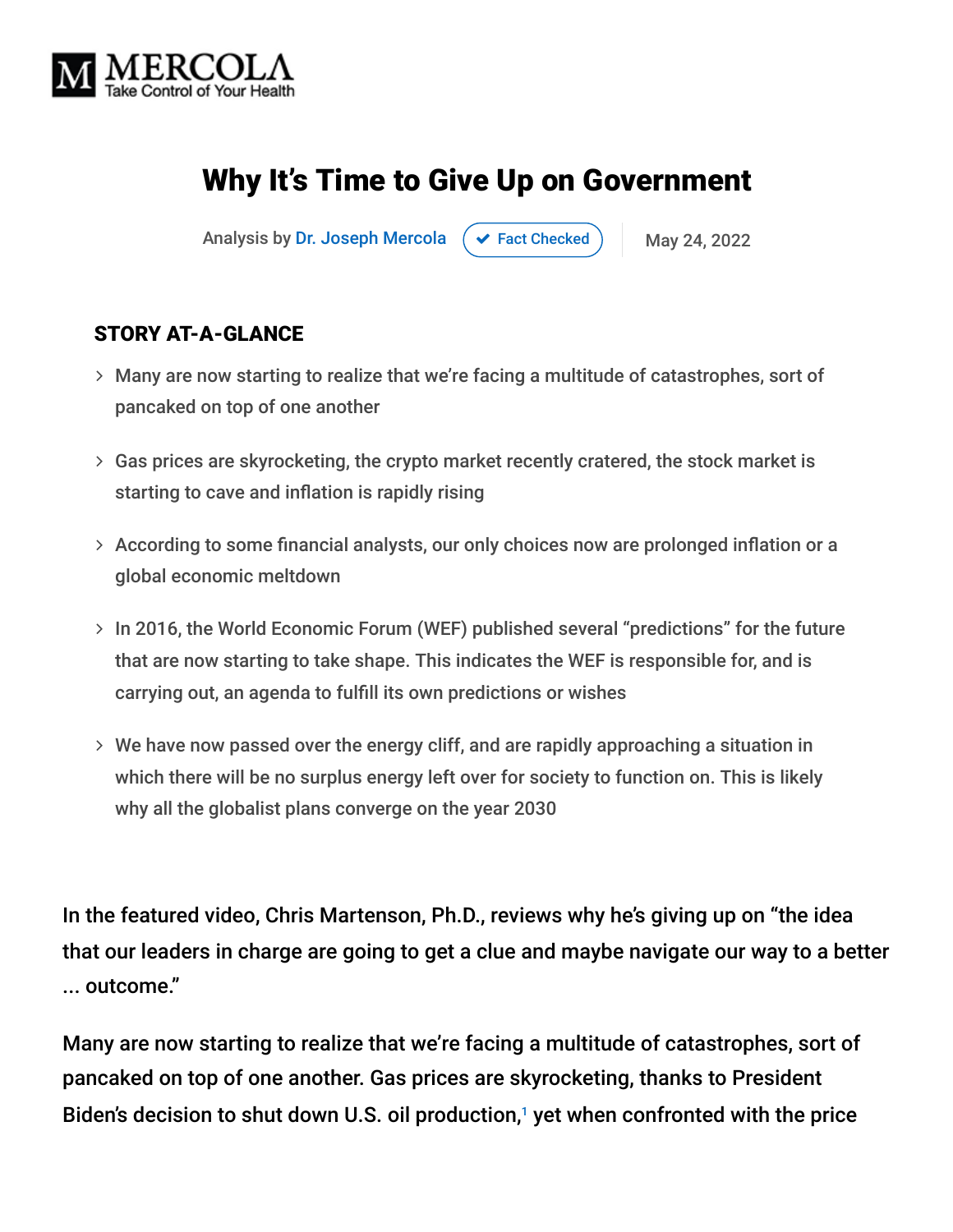MERCOLA
Take Control of Your Health

# Why It's Time to Give Up on Government

Analysis by Dr. Joseph Mercola ✔ Fact Checked | May 24, 2022

### STORY AT-A-GLANCE

- Many are now starting to realize that we're facing a multitude of catastrophes, sort of pancaked on top of one another
- Gas prices are skyrocketing, the crypto market recently cratered, the stock market is starting to cave and inflation is rapidly rising
- According to some financial analysts, our only choices now are prolonged inflation or a global economic meltdown
- In 2016, the World Economic Forum (WEF) published several "predictions" for the future that are now starting to take shape. This indicates the WEF is responsible for, and is carrying out, an agenda to fulfill its own predictions or wishes
- We have now passed over the energy cliff, and are rapidly approaching a situation in which there will be no surplus energy left over for society to function on. This is likely why all the globalist plans converge on the year 2030

In the featured video, Chris Martenson, Ph.D., reviews why he's giving up on "the idea that our leaders in charge are going to get a clue and maybe navigate our way to a better ... outcome."

Many are now starting to realize that we're facing a multitude of catastrophes, sort of pancaked on top of one another. Gas prices are skyrocketing, thanks to President Biden's decision to shut down U.S. oil production,[1] yet when confronted with the price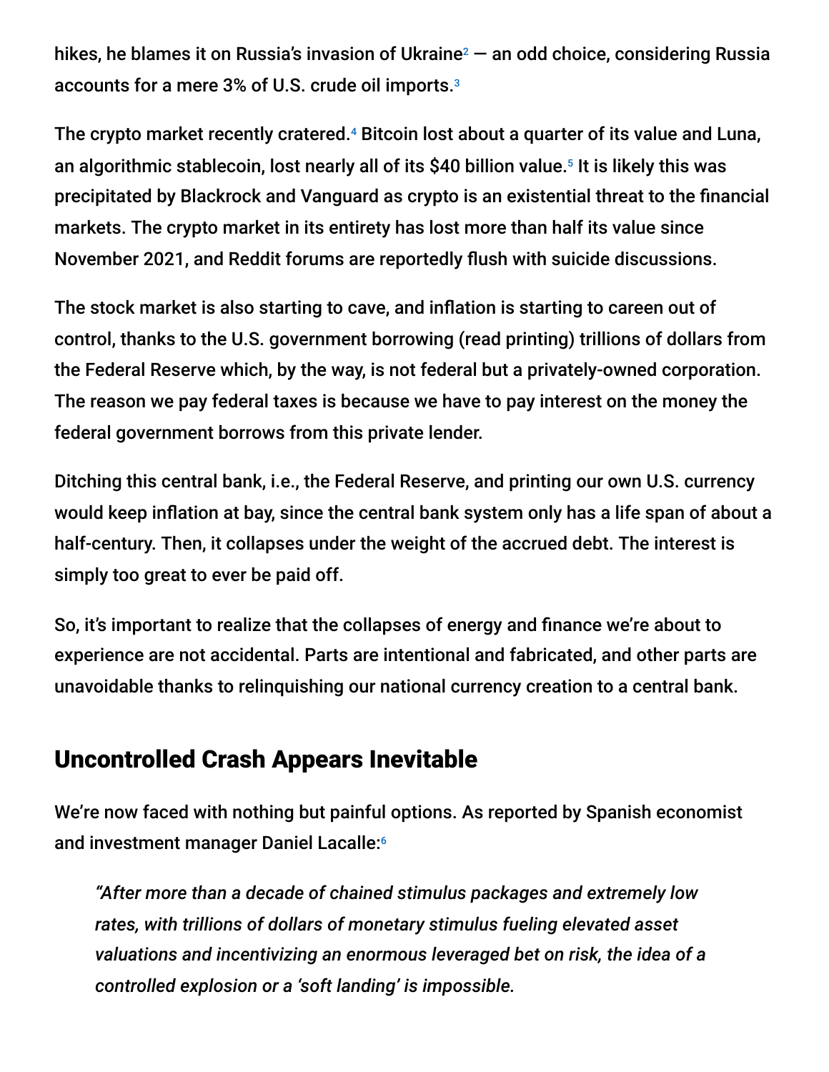hikes, he blames it on Russia's invasion of Ukraine[2] — an odd choice, considering Russia accounts for a mere 3% of U.S. crude oil imports.[3]

The crypto market recently cratered.[4] Bitcoin lost about a quarter of its value and Luna, an algorithmic stablecoin, lost nearly all of its $40 billion value.[5] It is likely this was precipitated by Blackrock and Vanguard as crypto is an existential threat to the financial markets. The crypto market in its entirety has lost more than half its value since November 2021, and Reddit forums are reportedly flush with suicide discussions.

The stock market is also starting to cave, and inflation is starting to careen out of control, thanks to the U.S. government borrowing (read printing) trillions of dollars from the Federal Reserve which, by the way, is not federal but a privately-owned corporation. The reason we pay federal taxes is because we have to pay interest on the money the federal government borrows from this private lender.

Ditching this central bank, i.e., the Federal Reserve, and printing our own U.S. currency would keep inflation at bay, since the central bank system only has a life span of about a half-century. Then, it collapses under the weight of the accrued debt. The interest is simply too great to ever be paid off.

So, it's important to realize that the collapses of energy and finance we're about to experience are not accidental. Parts are intentional and fabricated, and other parts are unavoidable thanks to relinquishing our national currency creation to a central bank.

## Uncontrolled Crash Appears Inevitable

We're now faced with nothing but painful options. As reported by Spanish economist and investment manager Daniel Lacalle:[6]

> *"After more than a decade of chained stimulus packages and extremely low rates, with trillions of dollars of monetary stimulus fueling elevated asset valuations and incentivizing an enormous leveraged bet on risk, the idea of a controlled explosion or a 'soft landing' is impossible.*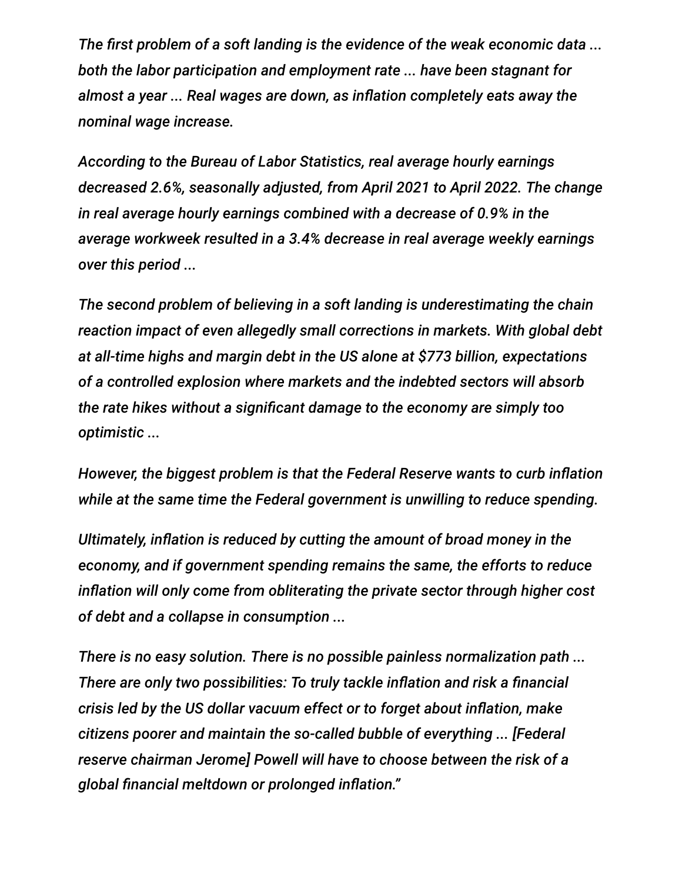*The first problem of a soft landing is the evidence of the weak economic data ... both the labor participation and employment rate ... have been stagnant for almost a year ... Real wages are down, as inflation completely eats away the nominal wage increase.*

*According to the Bureau of Labor Statistics, real average hourly earnings decreased 2.6%, seasonally adjusted, from April 2021 to April 2022. The change in real average hourly earnings combined with a decrease of 0.9% in the average workweek resulted in a 3.4% decrease in real average weekly earnings over this period ...*

*The second problem of believing in a soft landing is underestimating the chain reaction impact of even allegedly small corrections in markets. With global debt at all-time highs and margin debt in the US alone at $773 billion, expectations of a controlled explosion where markets and the indebted sectors will absorb the rate hikes without a significant damage to the economy are simply too optimistic ...*

*However, the biggest problem is that the Federal Reserve wants to curb inflation while at the same time the Federal government is unwilling to reduce spending.*

*Ultimately, inflation is reduced by cutting the amount of broad money in the economy, and if government spending remains the same, the efforts to reduce inflation will only come from obliterating the private sector through higher cost of debt and a collapse in consumption ...*

*There is no easy solution. There is no possible painless normalization path ... There are only two possibilities: To truly tackle inflation and risk a financial crisis led by the US dollar vacuum effect or to forget about inflation, make citizens poorer and maintain the so-called bubble of everything ... [Federal reserve chairman Jerome] Powell will have to choose between the risk of a global financial meltdown or prolonged inflation."*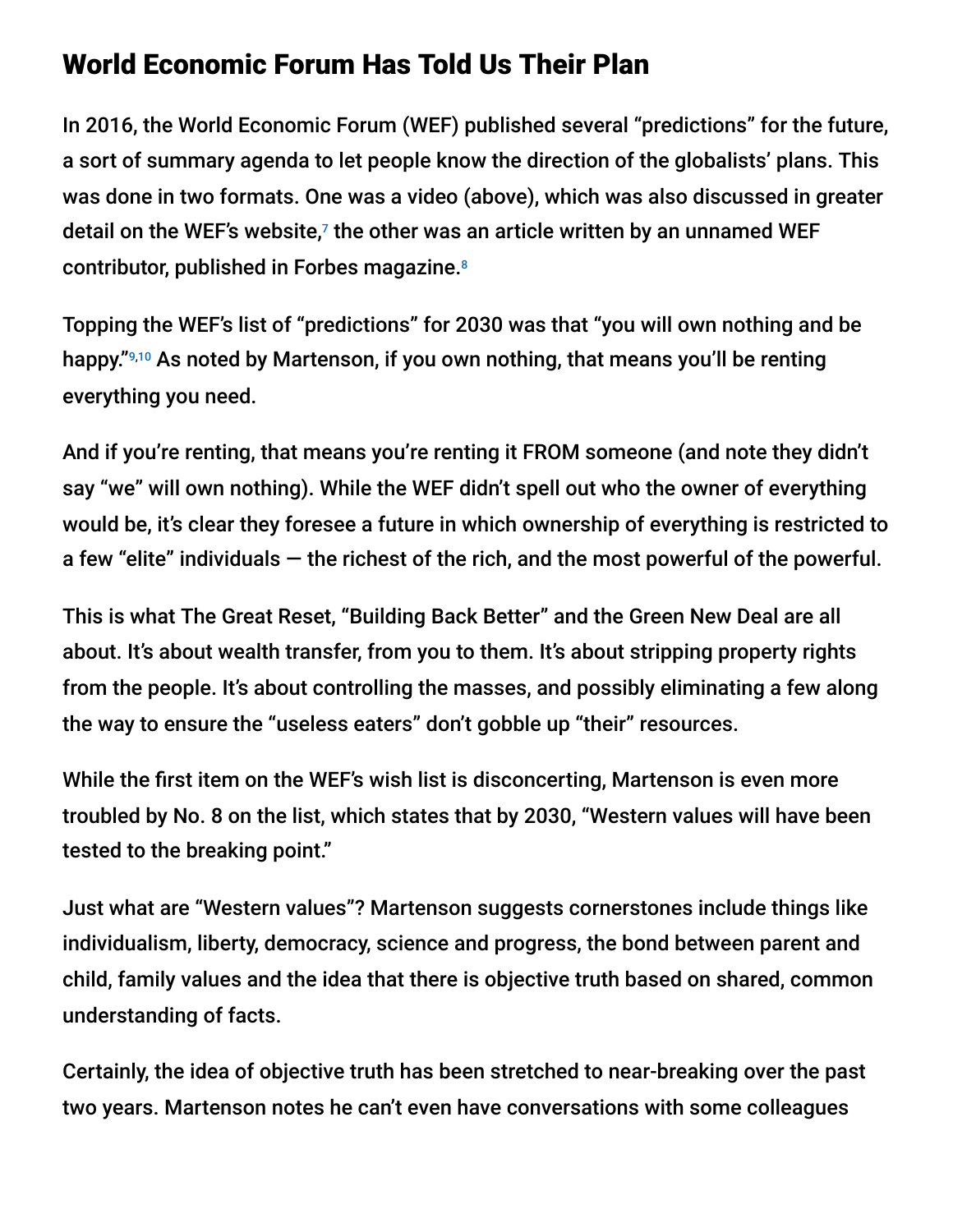## World Economic Forum Has Told Us Their Plan

In 2016, the World Economic Forum (WEF) published several "predictions" for the future, a sort of summary agenda to let people know the direction of the globalists' plans. This was done in two formats. One was a video (above), which was also discussed in greater detail on the WEF's website,[7] the other was an article written by an unnamed WEF contributor, published in Forbes magazine.[8]

Topping the WEF's list of "predictions" for 2030 was that "you will own nothing and be happy."[9,10] As noted by Martenson, if you own nothing, that means you'll be renting everything you need.

And if you're renting, that means you're renting it FROM someone (and note they didn't say "we" will own nothing). While the WEF didn't spell out who the owner of everything would be, it's clear they foresee a future in which ownership of everything is restricted to a few "elite" individuals — the richest of the rich, and the most powerful of the powerful.

This is what The Great Reset, "Building Back Better" and the Green New Deal are all about. It's about wealth transfer, from you to them. It's about stripping property rights from the people. It's about controlling the masses, and possibly eliminating a few along the way to ensure the "useless eaters" don't gobble up "their" resources.

While the first item on the WEF's wish list is disconcerting, Martenson is even more troubled by No. 8 on the list, which states that by 2030, "Western values will have been tested to the breaking point."

Just what are "Western values"? Martenson suggests cornerstones include things like individualism, liberty, democracy, science and progress, the bond between parent and child, family values and the idea that there is objective truth based on shared, common understanding of facts.

Certainly, the idea of objective truth has been stretched to near-breaking over the past two years. Martenson notes he can't even have conversations with some colleagues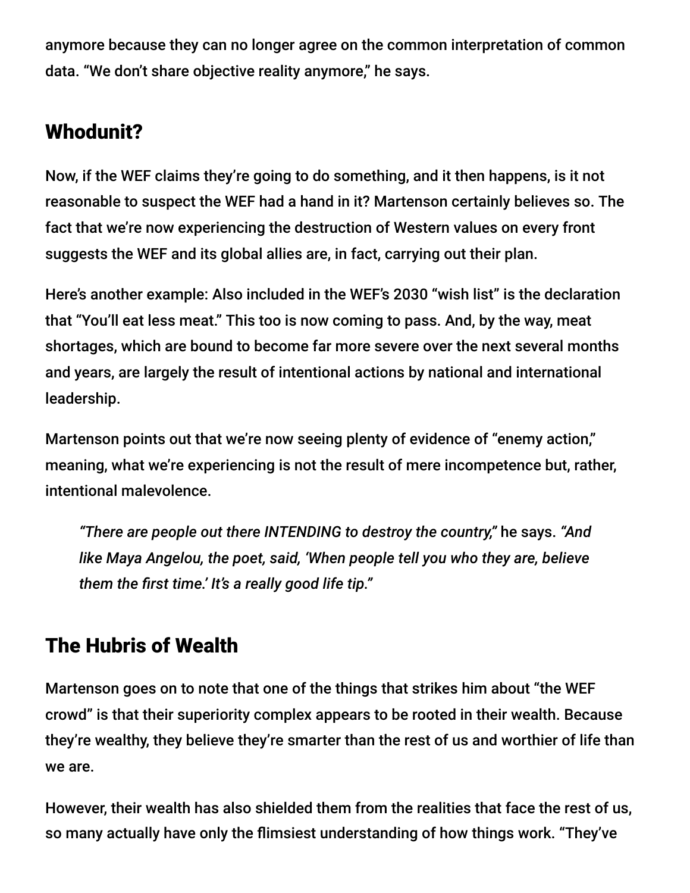anymore because they can no longer agree on the common interpretation of common data. "We don't share objective reality anymore," he says.

## Whodunit?

Now, if the WEF claims they're going to do something, and it then happens, is it not reasonable to suspect the WEF had a hand in it? Martenson certainly believes so. The fact that we're now experiencing the destruction of Western values on every front suggests the WEF and its global allies are, in fact, carrying out their plan.

Here's another example: Also included in the WEF's 2030 "wish list" is the declaration that "You'll eat less meat." This too is now coming to pass. And, by the way, meat shortages, which are bound to become far more severe over the next several months and years, are largely the result of intentional actions by national and international leadership.

Martenson points out that we're now seeing plenty of evidence of "enemy action," meaning, what we're experiencing is not the result of mere incompetence but, rather, intentional malevolence.

> *"There are people out there INTENDING to destroy the country,"* he says. *"And like Maya Angelou, the poet, said, 'When people tell you who they are, believe them the first time.' It's a really good life tip."*

## The Hubris of Wealth

Martenson goes on to note that one of the things that strikes him about "the WEF crowd" is that their superiority complex appears to be rooted in their wealth. Because they're wealthy, they believe they're smarter than the rest of us and worthier of life than we are.

However, their wealth has also shielded them from the realities that face the rest of us, so many actually have only the flimsiest understanding of how things work. "They've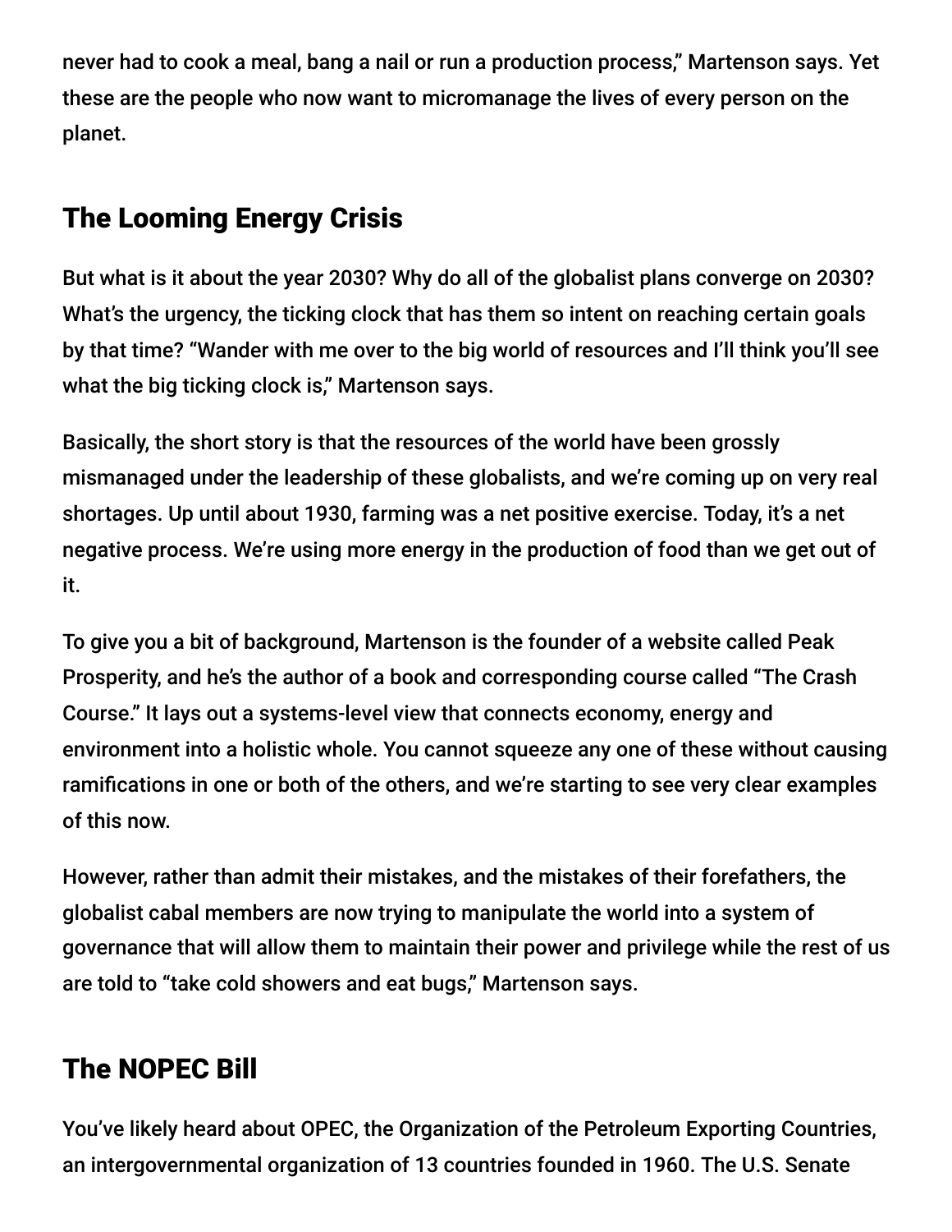never had to cook a meal, bang a nail or run a production process," Martenson says. Yet these are the people who now want to micromanage the lives of every person on the planet.

## The Looming Energy Crisis

But what is it about the year 2030? Why do all of the globalist plans converge on 2030? What's the urgency, the ticking clock that has them so intent on reaching certain goals by that time? "Wander with me over to the big world of resources and I'll think you'll see what the big ticking clock is," Martenson says.

Basically, the short story is that the resources of the world have been grossly mismanaged under the leadership of these globalists, and we're coming up on very real shortages. Up until about 1930, farming was a net positive exercise. Today, it's a net negative process. We're using more energy in the production of food than we get out of it.

To give you a bit of background, Martenson is the founder of a website called Peak Prosperity, and he's the author of a book and corresponding course called "The Crash Course." It lays out a systems-level view that connects economy, energy and environment into a holistic whole. You cannot squeeze any one of these without causing ramifications in one or both of the others, and we're starting to see very clear examples of this now.

However, rather than admit their mistakes, and the mistakes of their forefathers, the globalist cabal members are now trying to manipulate the world into a system of governance that will allow them to maintain their power and privilege while the rest of us are told to "take cold showers and eat bugs," Martenson says.

## The NOPEC Bill

You've likely heard about OPEC, the Organization of the Petroleum Exporting Countries, an intergovernmental organization of 13 countries founded in 1960. The U.S. Senate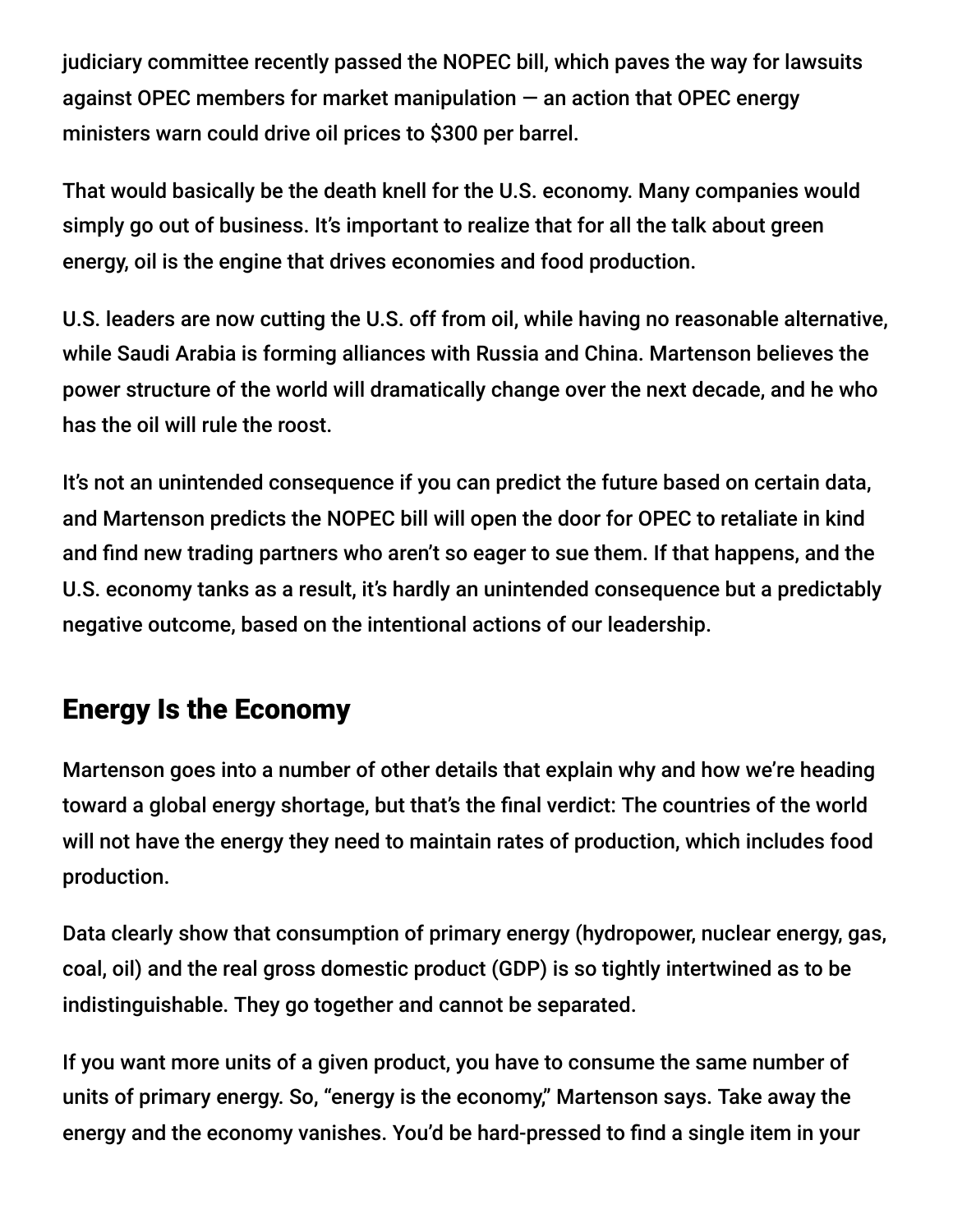judiciary committee recently passed the NOPEC bill, which paves the way for lawsuits against OPEC members for market manipulation — an action that OPEC energy ministers warn could drive oil prices to $300 per barrel.

That would basically be the death knell for the U.S. economy. Many companies would simply go out of business. It's important to realize that for all the talk about green energy, oil is the engine that drives economies and food production.

U.S. leaders are now cutting the U.S. off from oil, while having no reasonable alternative, while Saudi Arabia is forming alliances with Russia and China. Martenson believes the power structure of the world will dramatically change over the next decade, and he who has the oil will rule the roost.

It's not an unintended consequence if you can predict the future based on certain data, and Martenson predicts the NOPEC bill will open the door for OPEC to retaliate in kind and find new trading partners who aren't so eager to sue them. If that happens, and the U.S. economy tanks as a result, it's hardly an unintended consequence but a predictably negative outcome, based on the intentional actions of our leadership.

## Energy Is the Economy

Martenson goes into a number of other details that explain why and how we're heading toward a global energy shortage, but that's the final verdict: The countries of the world will not have the energy they need to maintain rates of production, which includes food production.

Data clearly show that consumption of primary energy (hydropower, nuclear energy, gas, coal, oil) and the real gross domestic product (GDP) is so tightly intertwined as to be indistinguishable. They go together and cannot be separated.

If you want more units of a given product, you have to consume the same number of units of primary energy. So, "energy is the economy," Martenson says. Take away the energy and the economy vanishes. You'd be hard-pressed to find a single item in your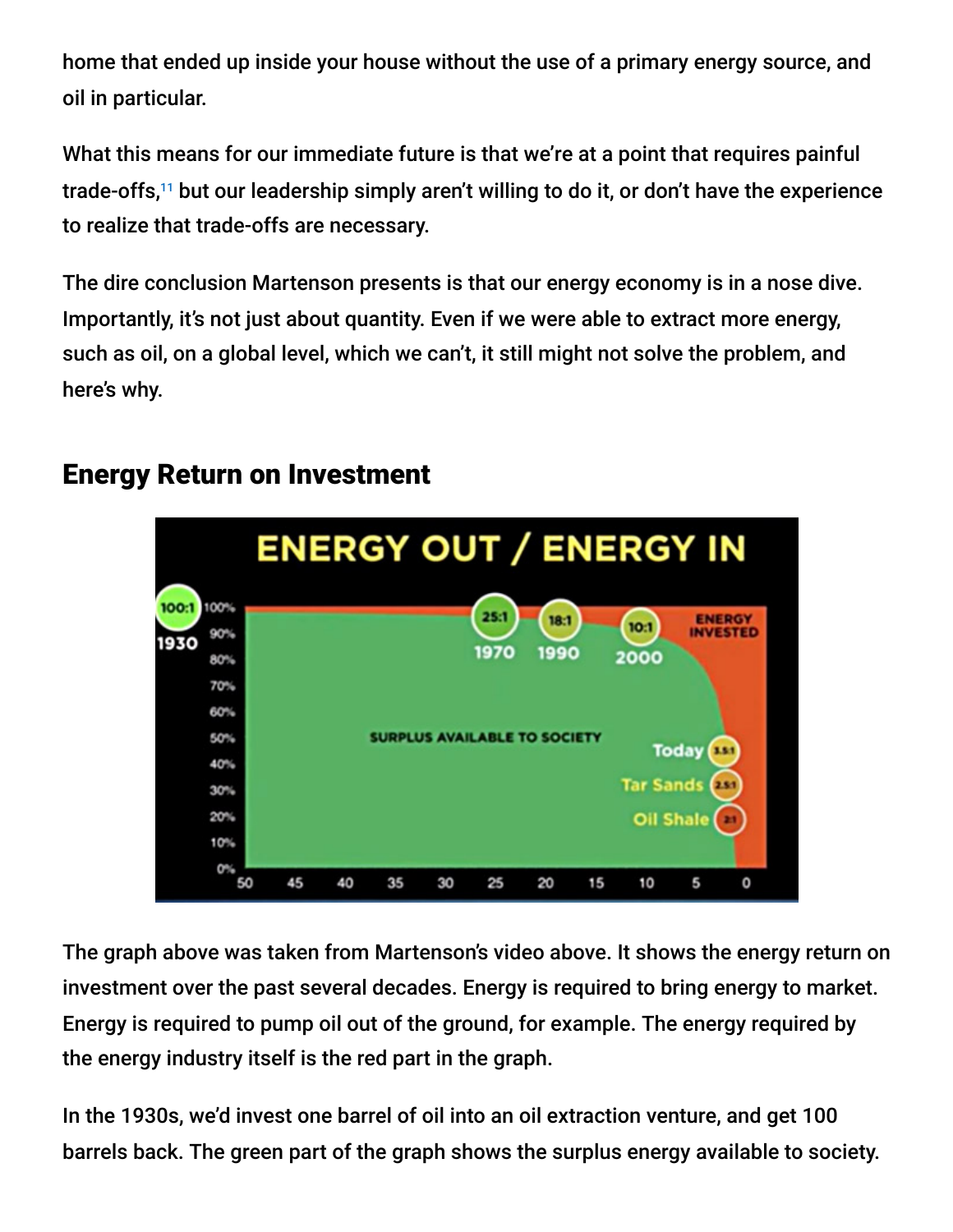home that ended up inside your house without the use of a primary energy source, and oil in particular.

What this means for our immediate future is that we're at a point that requires painful trade-offs,[11] but our leadership simply aren't willing to do it, or don't have the experience to realize that trade-offs are necessary.

The dire conclusion Martenson presents is that our energy economy is in a nose dive. Importantly, it's not just about quantity. Even if we were able to extract more energy, such as oil, on a global level, which we can't, it still might not solve the problem, and here's why.

## Energy Return on Investment

The graph above was taken from Martenson's video above. It shows the energy return on investment over the past several decades. Energy is required to bring energy to market. Energy is required to pump oil out of the ground, for example. The energy required by the energy industry itself is the red part in the graph.

In the 1930s, we'd invest one barrel of oil into an oil extraction venture, and get 100 barrels back. The green part of the graph shows the surplus energy available to society.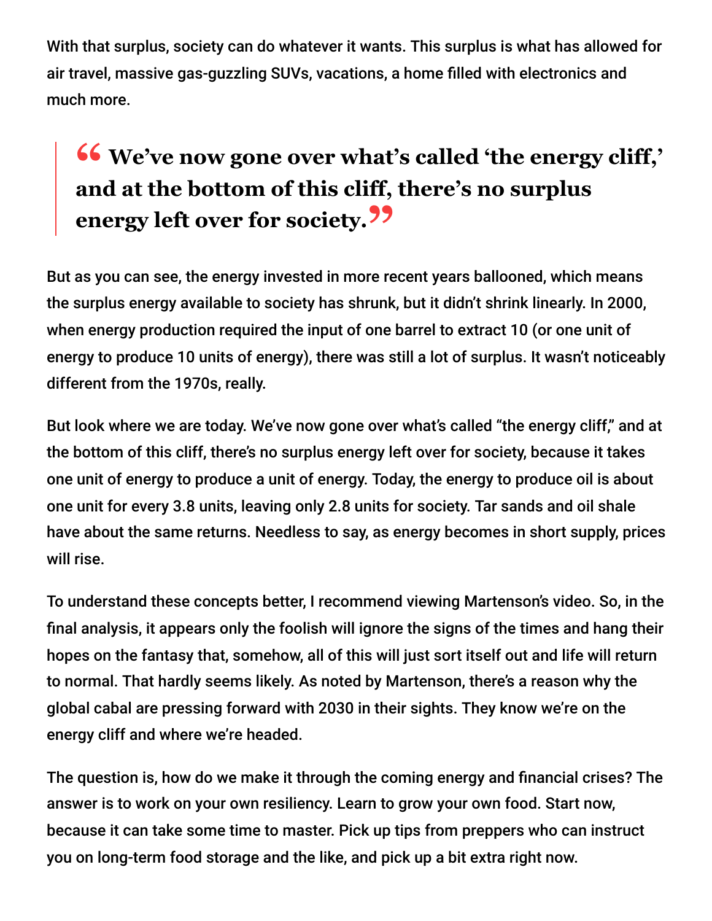With that surplus, society can do whatever it wants. This surplus is what has allowed for air travel, massive gas-guzzling SUVs, vacations, a home filled with electronics and much more.

> **"We've now gone over what's called 'the energy cliff,' and at the bottom of this cliff, there's no surplus energy left over for society."**

But as you can see, the energy invested in more recent years ballooned, which means the surplus energy available to society has shrunk, but it didn't shrink linearly. In 2000, when energy production required the input of one barrel to extract 10 (or one unit of energy to produce 10 units of energy), there was still a lot of surplus. It wasn't noticeably different from the 1970s, really.

But look where we are today. We've now gone over what's called "the energy cliff," and at the bottom of this cliff, there's no surplus energy left over for society, because it takes one unit of energy to produce a unit of energy. Today, the energy to produce oil is about one unit for every 3.8 units, leaving only 2.8 units for society. Tar sands and oil shale have about the same returns. Needless to say, as energy becomes in short supply, prices will rise.

To understand these concepts better, I recommend viewing Martenson's video. So, in the final analysis, it appears only the foolish will ignore the signs of the times and hang their hopes on the fantasy that, somehow, all of this will just sort itself out and life will return to normal. That hardly seems likely. As noted by Martenson, there's a reason why the global cabal are pressing forward with 2030 in their sights. They know we're on the energy cliff and where we're headed.

The question is, how do we make it through the coming energy and financial crises? The answer is to work on your own resiliency. Learn to grow your own food. Start now, because it can take some time to master. Pick up tips from preppers who can instruct you on long-term food storage and the like, and pick up a bit extra right now.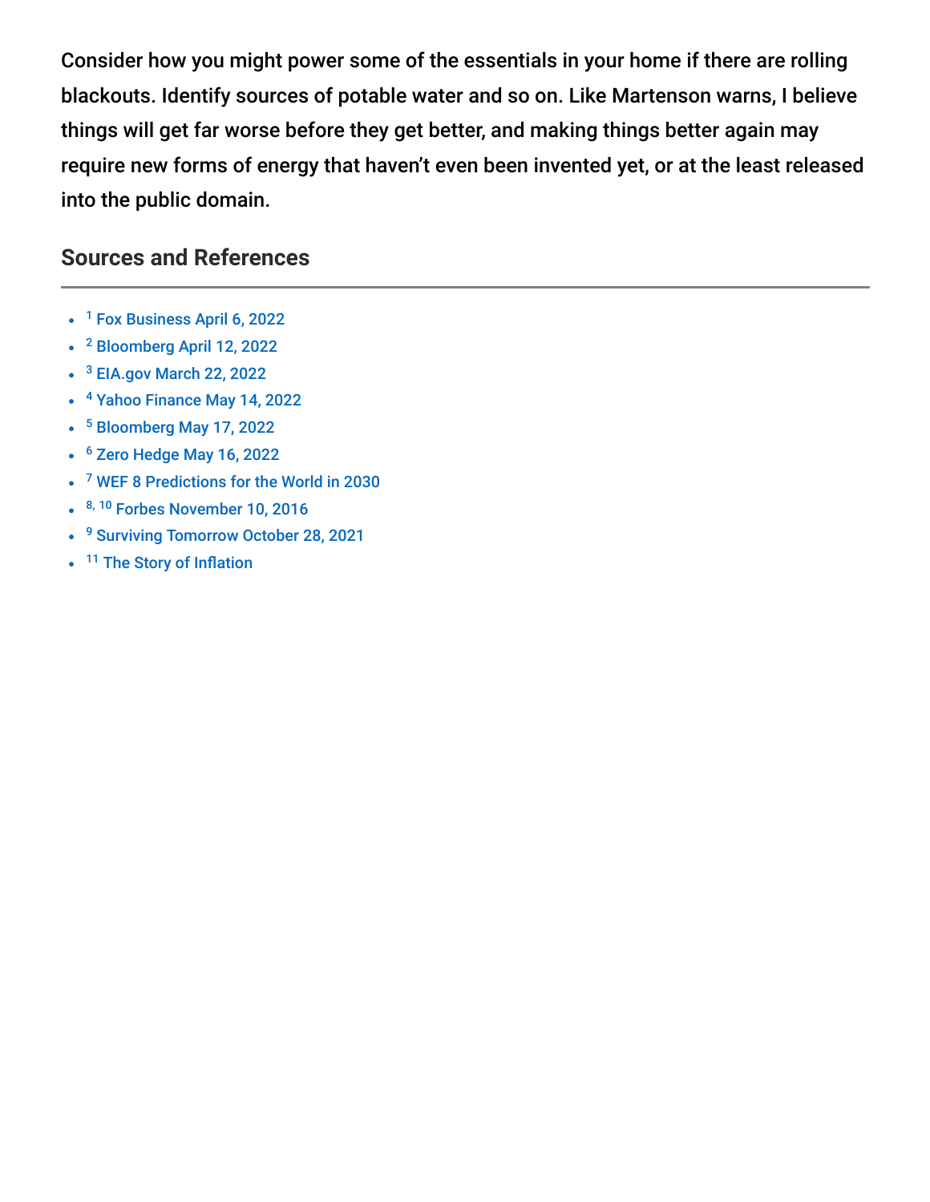Consider how you might power some of the essentials in your home if there are rolling blackouts. Identify sources of potable water and so on. Like Martenson warns, I believe things will get far worse before they get better, and making things better again may require new forms of energy that haven't even been invented yet, or at the least released into the public domain.

## Sources and References

- [1] Fox Business April 6, 2022
- [2] Bloomberg April 12, 2022
- [3] EIA.gov March 22, 2022
- [4] Yahoo Finance May 14, 2022
- [5] Bloomberg May 17, 2022
- [6] Zero Hedge May 16, 2022
- [7] WEF 8 Predictions for the World in 2030
- [8, 10] Forbes November 10, 2016
- [9] Surviving Tomorrow October 28, 2021
- [11] The Story of Inflation